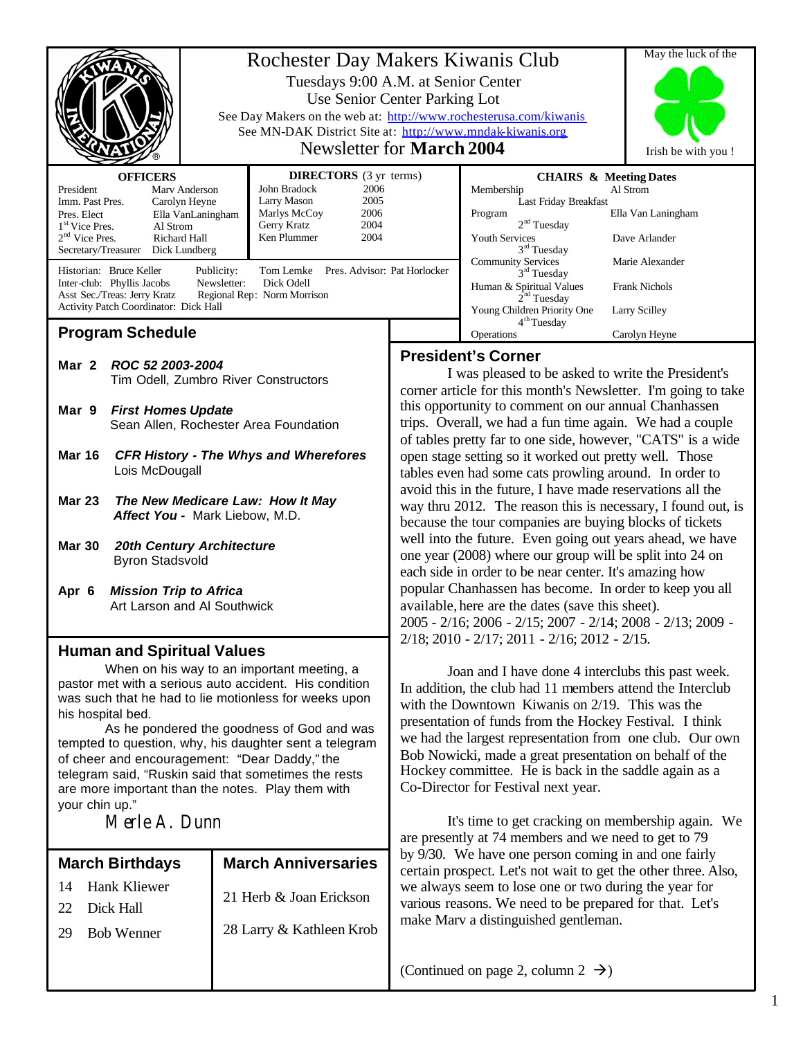# Rochester Day Makers Kiwanis Club

Tuesdays 9:00 A.M. at Senior Center

Use Senior Center Parking Lot

See Day Makers on the web at: http://www.rochesterusa.com/kiwanis

See MN-DAK District Site at: http://www.mndak-kiwanis.org

Newsletter for **March 2004**

May the luck of the Irish be with you !

| **OFFICERS** | |
|---|---|
| President | Marv Anderson |
| Imm. Past Pres. | Carolyn Heyne |
| Pres. Elect | Ella VanLaningham |
| 1st Vice Pres. | Al Strom |
| 2nd Vice Pres. | Richard Hall |
| Secretary/Treasurer | Dick Lundberg |

| **DIRECTORS** (3 yr terms) | |
|---|---|
| John Bradock | 2006 |
| Larry Mason | 2005 |
| Marlys McCoy | 2006 |
| Gerry Kratz | 2004 |
| Ken Plummer | 2004 |

Historian: Bruce Keller · Publicity: Tom Lemke · Pres. Advisor: Pat Horlocker

Inter-club: Phyllis Jacobs · Newsletter: Dick Odell

Asst Sec./Treas: Jerry Kratz · Regional Rep: Norm Morrison

Activity Patch Coordinator: Dick Hall

| **CHAIRS & Meeting Dates** | |
|---|---|
| Membership – Last Friday Breakfast | Al Strom |
| Program – 2nd Tuesday | Ella Van Laningham |
| Youth Services – 3rd Tuesday | Dave Arlander |
| Community Services – 3rd Tuesday | Marie Alexander |
| Human & Spiritual Values – 2nd Tuesday | Frank Nichols |
| Young Children Priority One – 4th Tuesday | Larry Scilley |
| Operations | Carolyn Heyne |

## Program Schedule

**Mar 2** ***ROC 52 2003-2004***
Tim Odell, Zumbro River Constructors

**Mar 9** ***First Homes Update***
Sean Allen, Rochester Area Foundation

**Mar 16** ***CFR History - The Whys and Wherefores***
Lois McDougall

**Mar 23** ***The New Medicare Law: How It May Affect You -*** Mark Liebow, M.D.

**Mar 30** ***20th Century Architecture***
Byron Stadsvold

**Apr 6** ***Mission Trip to Africa***
Art Larson and Al Southwick

## Human and Spiritual Values

When on his way to an important meeting, a pastor met with a serious auto accident. His condition was such that he had to lie motionless for weeks upon his hospital bed.

As he pondered the goodness of God and was tempted to question, why, his daughter sent a telegram of cheer and encouragement: "Dear Daddy," the telegram said, "Ruskin said that sometimes the rests are more important than the notes. Play them with your chin up."

*Merle A. Dunn*

## March Birthdays

14 Hank Kliewer

22 Dick Hall

29 Bob Wenner

## March Anniversaries

21 Herb & Joan Erickson

28 Larry & Kathleen Krob

## President's Corner

I was pleased to be asked to write the President's corner article for this month's Newsletter. I'm going to take this opportunity to comment on our annual Chanhassen trips. Overall, we had a fun time again. We had a couple of tables pretty far to one side, however, "CATS" is a wide open stage setting so it worked out pretty well. Those tables even had some cats prowling around. In order to avoid this in the future, I have made reservations all the way thru 2012. The reason this is necessary, I found out, is because the tour companies are buying blocks of tickets well into the future. Even going out years ahead, we have one year (2008) where our group will be split into 24 on each side in order to be near center. It's amazing how popular Chanhassen has become. In order to keep you all available, here are the dates (save this sheet). 2005 - 2/16; 2006 - 2/15; 2007 - 2/14; 2008 - 2/13; 2009 - 2/18; 2010 - 2/17; 2011 - 2/16; 2012 - 2/15.

Joan and I have done 4 interclubs this past week. In addition, the club had 11 members attend the Interclub with the Downtown Kiwanis on 2/19. This was the presentation of funds from the Hockey Festival. I think we had the largest representation from one club. Our own Bob Nowicki, made a great presentation on behalf of the Hockey committee. He is back in the saddle again as a Co-Director for Festival next year.

It's time to get cracking on membership again. We are presently at 74 members and we need to get to 79 by 9/30. We have one person coming in and one fairly certain prospect. Let's not wait to get the other three. Also, we always seem to lose one or two during the year for various reasons. We need to be prepared for that. Let's make Marv a distinguished gentleman.

(Continued on page 2, column 2 →)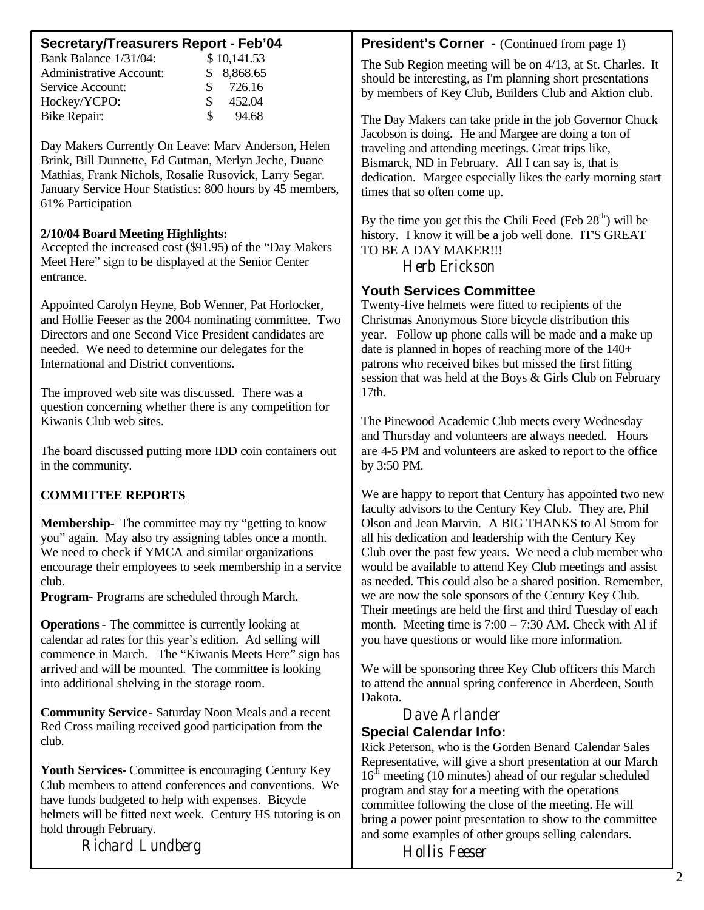## Secretary/Treasurers Report - Feb'04

| | |
|---|---|
| Bank Balance 1/31/04: | $ 10,141.53 |
| Administrative Account: | $ 8,868.65 |
| Service Account: | $ 726.16 |
| Hockey/YCPO: | $ 452.04 |
| Bike Repair: | $ 94.68 |

Day Makers Currently On Leave: Marv Anderson, Helen Brink, Bill Dunnette, Ed Gutman, Merlyn Jeche, Duane Mathias, Frank Nichols, Rosalie Rusovick, Larry Segar. January Service Hour Statistics: 800 hours by 45 members, 61% Participation

**2/10/04 Board Meeting Highlights:**

Accepted the increased cost ($91.95) of the "Day Makers Meet Here" sign to be displayed at the Senior Center entrance.

Appointed Carolyn Heyne, Bob Wenner, Pat Horlocker, and Hollie Feeser as the 2004 nominating committee. Two Directors and one Second Vice President candidates are needed. We need to determine our delegates for the International and District conventions.

The improved web site was discussed. There was a question concerning whether there is any competition for Kiwanis Club web sites.

The board discussed putting more IDD coin containers out in the community.

**COMMITTEE REPORTS**

**Membership-** The committee may try "getting to know you" again. May also try assigning tables once a month. We need to check if YMCA and similar organizations encourage their employees to seek membership in a service club.

**Program-** Programs are scheduled through March.

**Operations** - The committee is currently looking at calendar ad rates for this year's edition. Ad selling will commence in March. The "Kiwanis Meets Here" sign has arrived and will be mounted. The committee is looking into additional shelving in the storage room.

**Community Service** - Saturday Noon Meals and a recent Red Cross mailing received good participation from the club.

**Youth Services-** Committee is encouraging Century Key Club members to attend conferences and conventions. We have funds budgeted to help with expenses. Bicycle helmets will be fitted next week. Century HS tutoring is on hold through February.

*Richard Lundberg*

## President's Corner - (Continued from page 1)

The Sub Region meeting will be on 4/13, at St. Charles. It should be interesting, as I'm planning short presentations by members of Key Club, Builders Club and Aktion club.

The Day Makers can take pride in the job Governor Chuck Jacobson is doing. He and Margee are doing a ton of traveling and attending meetings. Great trips like, Bismarck, ND in February. All I can say is, that is dedication. Margee especially likes the early morning start times that so often come up.

By the time you get this the Chili Feed (Feb 28th) will be history. I know it will be a job well done. IT'S GREAT TO BE A DAY MAKER!!!

*Herb Erickson*

## Youth Services Committee

Twenty-five helmets were fitted to recipients of the Christmas Anonymous Store bicycle distribution this year. Follow up phone calls will be made and a make up date is planned in hopes of reaching more of the 140+ patrons who received bikes but missed the first fitting session that was held at the Boys & Girls Club on February 17th.

The Pinewood Academic Club meets every Wednesday and Thursday and volunteers are always needed. Hours are 4-5 PM and volunteers are asked to report to the office by 3:50 PM.

We are happy to report that Century has appointed two new faculty advisors to the Century Key Club. They are, Phil Olson and Jean Marvin. A BIG THANKS to Al Strom for all his dedication and leadership with the Century Key Club over the past few years. We need a club member who would be available to attend Key Club meetings and assist as needed. This could also be a shared position. Remember, we are now the sole sponsors of the Century Key Club. Their meetings are held the first and third Tuesday of each month. Meeting time is 7:00 – 7:30 AM. Check with Al if you have questions or would like more information.

We will be sponsoring three Key Club officers this March to attend the annual spring conference in Aberdeen, South Dakota.

*Dave Arlander*

## Special Calendar Info:

Rick Peterson, who is the Gorden Benard Calendar Sales Representative, will give a short presentation at our March 16th meeting (10 minutes) ahead of our regular scheduled program and stay for a meeting with the operations committee following the close of the meeting. He will bring a power point presentation to show to the committee and some examples of other groups selling calendars.

*Hollis Feeser*